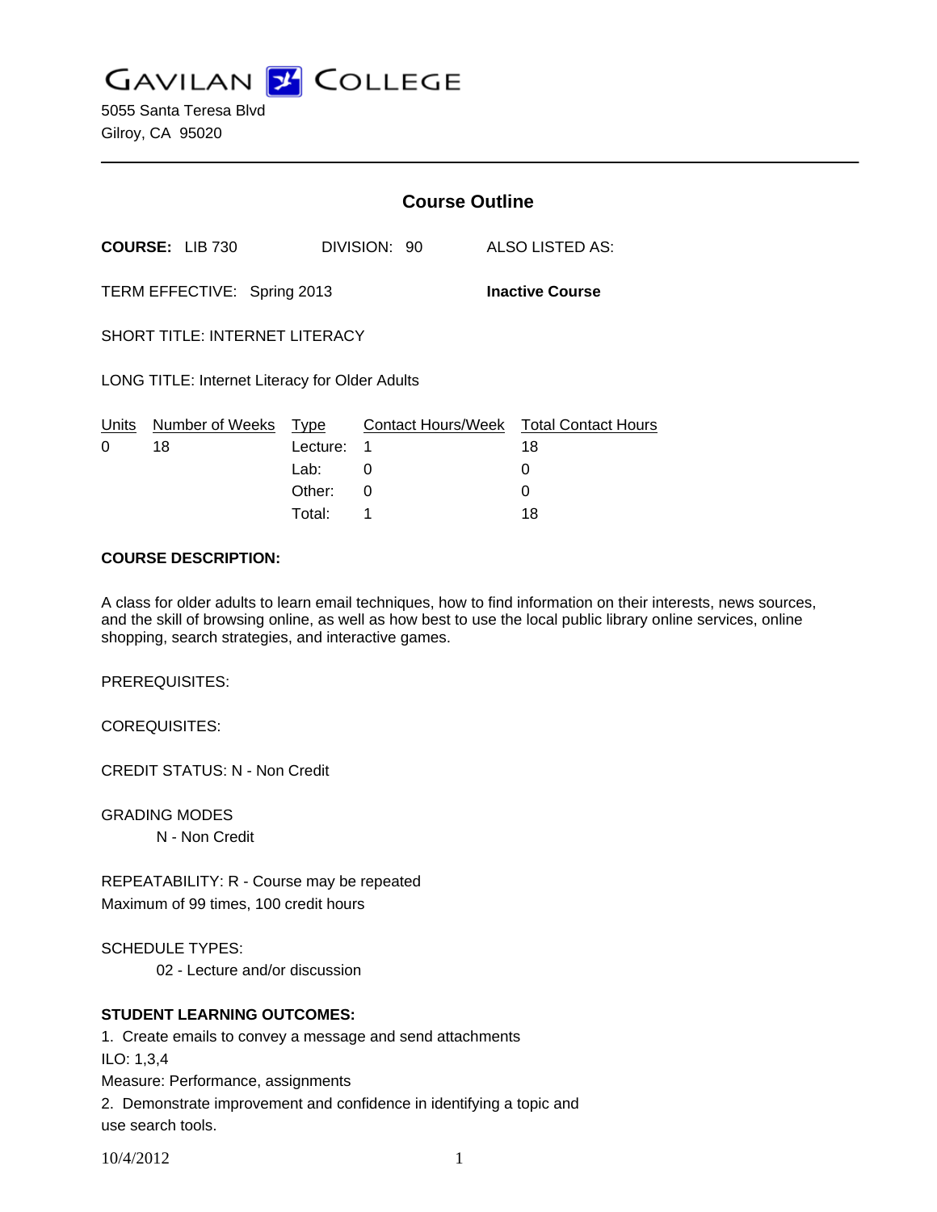# GAVILAN COLLEGE

5055 Santa Teresa Blvd
Gilroy, CA 95020

## Course Outline

**COURSE:** LIB 730 DIVISION: 90 ALSO LISTED AS:

TERM EFFECTIVE: Spring 2013 **Inactive Course**

SHORT TITLE: INTERNET LITERACY

LONG TITLE: Internet Literacy for Older Adults

| Units | Number of Weeks | Type | Contact Hours/Week | Total Contact Hours |
|---|---|---|---|---|
| 0 | 18 | Lecture: | 1 | 18 |
| | | Lab: | 0 | 0 |
| | | Other: | 0 | 0 |
| | | Total: | 1 | 18 |

**COURSE DESCRIPTION:**

A class for older adults to learn email techniques, how to find information on their interests, news sources, and the skill of browsing online, as well as how best to use the local public library online services, online shopping, search strategies, and interactive games.

PREREQUISITES:

COREQUISITES:

CREDIT STATUS: N - Non Credit

GRADING MODES

N - Non Credit

REPEATABILITY: R - Course may be repeated
Maximum of 99 times, 100 credit hours

SCHEDULE TYPES:

02 - Lecture and/or discussion

**STUDENT LEARNING OUTCOMES:**

1. Create emails to convey a message and send attachments
ILO: 1,3,4
Measure: Performance, assignments
2. Demonstrate improvement and confidence in identifying a topic and use search tools.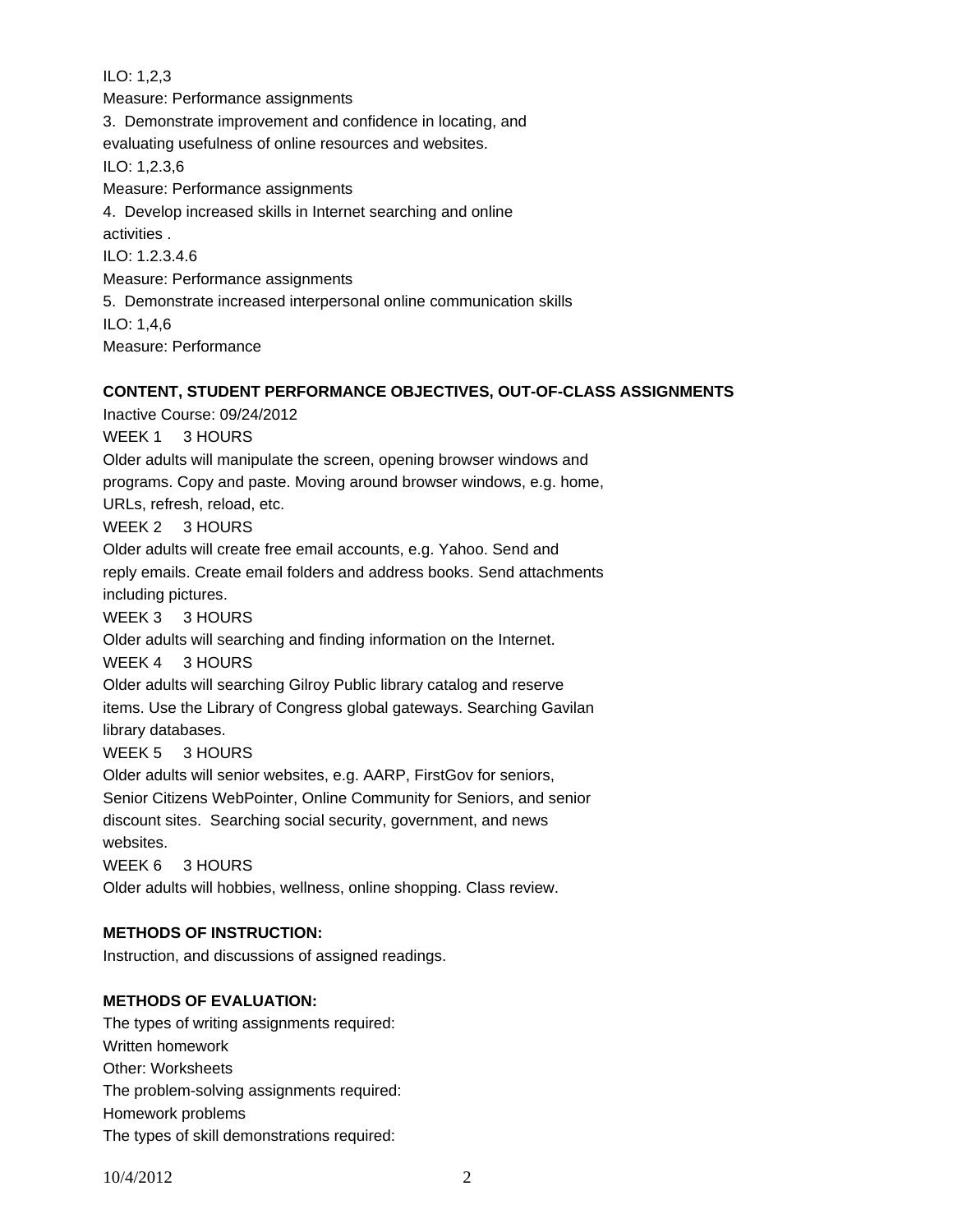ILO: 1,2,3

Measure: Performance assignments

3. Demonstrate improvement and confidence in locating, and evaluating usefulness of online resources and websites.

ILO: 1,2.3,6

Measure: Performance assignments

4. Develop increased skills in Internet searching and online activities .

ILO: 1.2.3.4.6

Measure: Performance assignments

5. Demonstrate increased interpersonal online communication skills

ILO: 1,4,6

Measure: Performance

**CONTENT, STUDENT PERFORMANCE OBJECTIVES, OUT-OF-CLASS ASSIGNMENTS**

Inactive Course: 09/24/2012

WEEK 1 3 HOURS

Older adults will manipulate the screen, opening browser windows and programs. Copy and paste. Moving around browser windows, e.g. home, URLs, refresh, reload, etc.

WEEK 2 3 HOURS

Older adults will create free email accounts, e.g. Yahoo. Send and reply emails. Create email folders and address books. Send attachments including pictures.

WEEK 3 3 HOURS

Older adults will searching and finding information on the Internet.

WEEK 4 3 HOURS

Older adults will searching Gilroy Public library catalog and reserve items. Use the Library of Congress global gateways. Searching Gavilan library databases.

WEEK 5 3 HOURS

Older adults will senior websites, e.g. AARP, FirstGov for seniors, Senior Citizens WebPointer, Online Community for Seniors, and senior discount sites. Searching social security, government, and news websites.

WEEK 6 3 HOURS

Older adults will hobbies, wellness, online shopping. Class review.

**METHODS OF INSTRUCTION:**

Instruction, and discussions of assigned readings.

**METHODS OF EVALUATION:**

The types of writing assignments required:

Written homework

Other: Worksheets

The problem-solving assignments required:

Homework problems

The types of skill demonstrations required: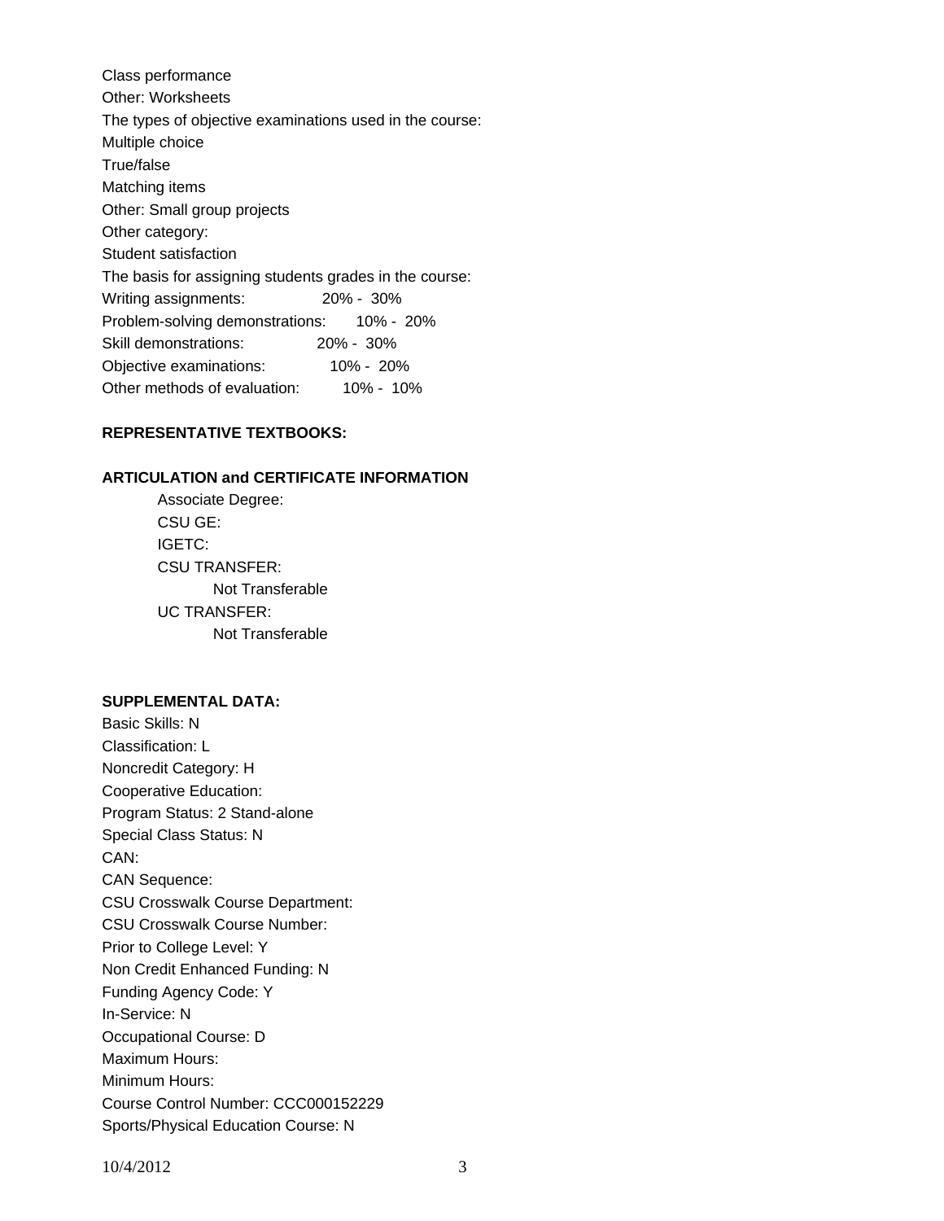Class performance
Other: Worksheets
The types of objective examinations used in the course:
Multiple choice
True/false
Matching items
Other: Small group projects
Other category:
Student satisfaction
The basis for assigning students grades in the course:
Writing assignments: 20% - 30%
Problem-solving demonstrations: 10% - 20%
Skill demonstrations: 20% - 30%
Objective examinations: 10% - 20%
Other methods of evaluation: 10% - 10%

**REPRESENTATIVE TEXTBOOKS:**

**ARTICULATION and CERTIFICATE INFORMATION**

Associate Degree:
CSU GE:
IGETC:
CSU TRANSFER:
Not Transferable
UC TRANSFER:
Not Transferable

**SUPPLEMENTAL DATA:**

Basic Skills: N
Classification: L
Noncredit Category: H
Cooperative Education:
Program Status: 2 Stand-alone
Special Class Status: N
CAN:
CAN Sequence:
CSU Crosswalk Course Department:
CSU Crosswalk Course Number:
Prior to College Level: Y
Non Credit Enhanced Funding: N
Funding Agency Code: Y
In-Service: N
Occupational Course: D
Maximum Hours:
Minimum Hours:
Course Control Number: CCC000152229
Sports/Physical Education Course: N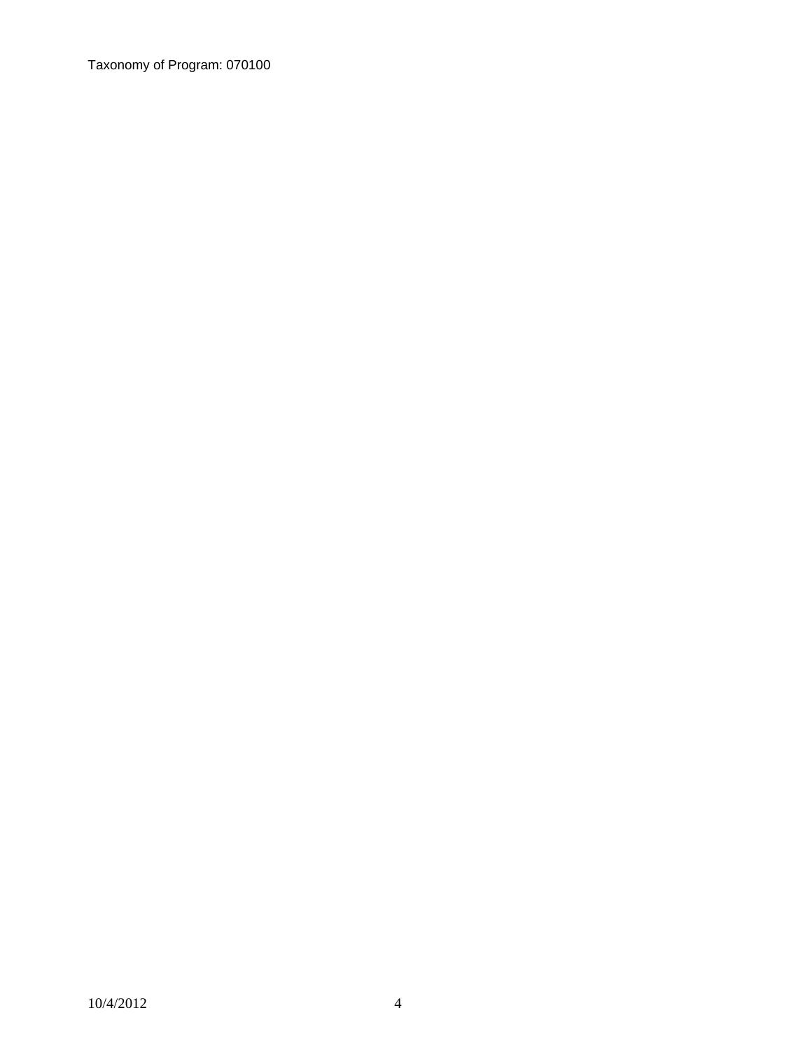Taxonomy of Program: 070100